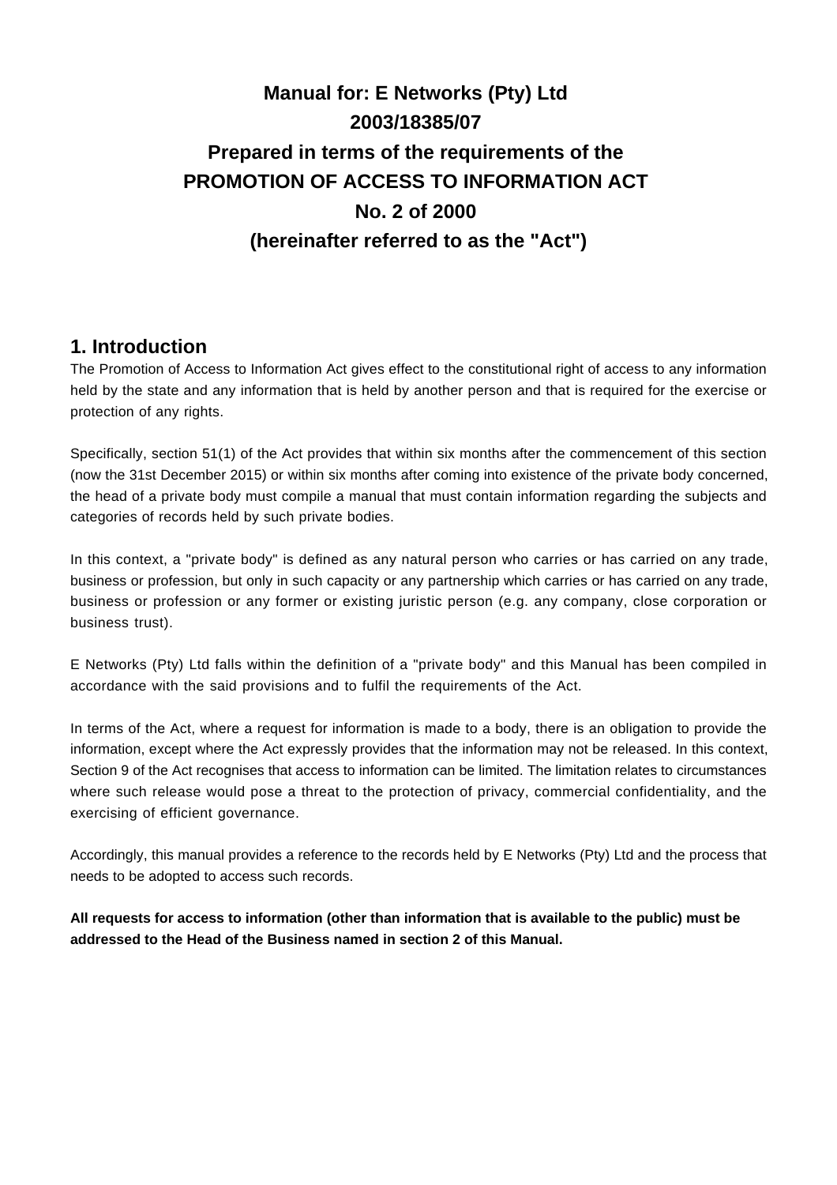# Manual for: E Networks (Pty) Ltd
# 2003/18385/07
# Prepared in terms of the requirements of the PROMOTION OF ACCESS TO INFORMATION ACT
# No. 2 of 2000
# (hereinafter referred to as the "Act")

## 1. Introduction

The Promotion of Access to Information Act gives effect to the constitutional right of access to any information held by the state and any information that is held by another person and that is required for the exercise or protection of any rights.

Specifically, section 51(1) of the Act provides that within six months after the commencement of this section (now the 31st December 2015) or within six months after coming into existence of the private body concerned, the head of a private body must compile a manual that must contain information regarding the subjects and categories of records held by such private bodies.

In this context, a "private body" is defined as any natural person who carries or has carried on any trade, business or profession, but only in such capacity or any partnership which carries or has carried on any trade, business or profession or any former or existing juristic person (e.g. any company, close corporation or business trust).

E Networks (Pty) Ltd falls within the definition of a "private body" and this Manual has been compiled in accordance with the said provisions and to fulfil the requirements of the Act.

In terms of the Act, where a request for information is made to a body, there is an obligation to provide the information, except where the Act expressly provides that the information may not be released. In this context, Section 9 of the Act recognises that access to information can be limited. The limitation relates to circumstances where such release would pose a threat to the protection of privacy, commercial confidentiality, and the exercising of efficient governance.

Accordingly, this manual provides a reference to the records held by E Networks (Pty) Ltd and the process that needs to be adopted to access such records.

**All requests for access to information (other than information that is available to the public) must be addressed to the Head of the Business named in section 2 of this Manual.**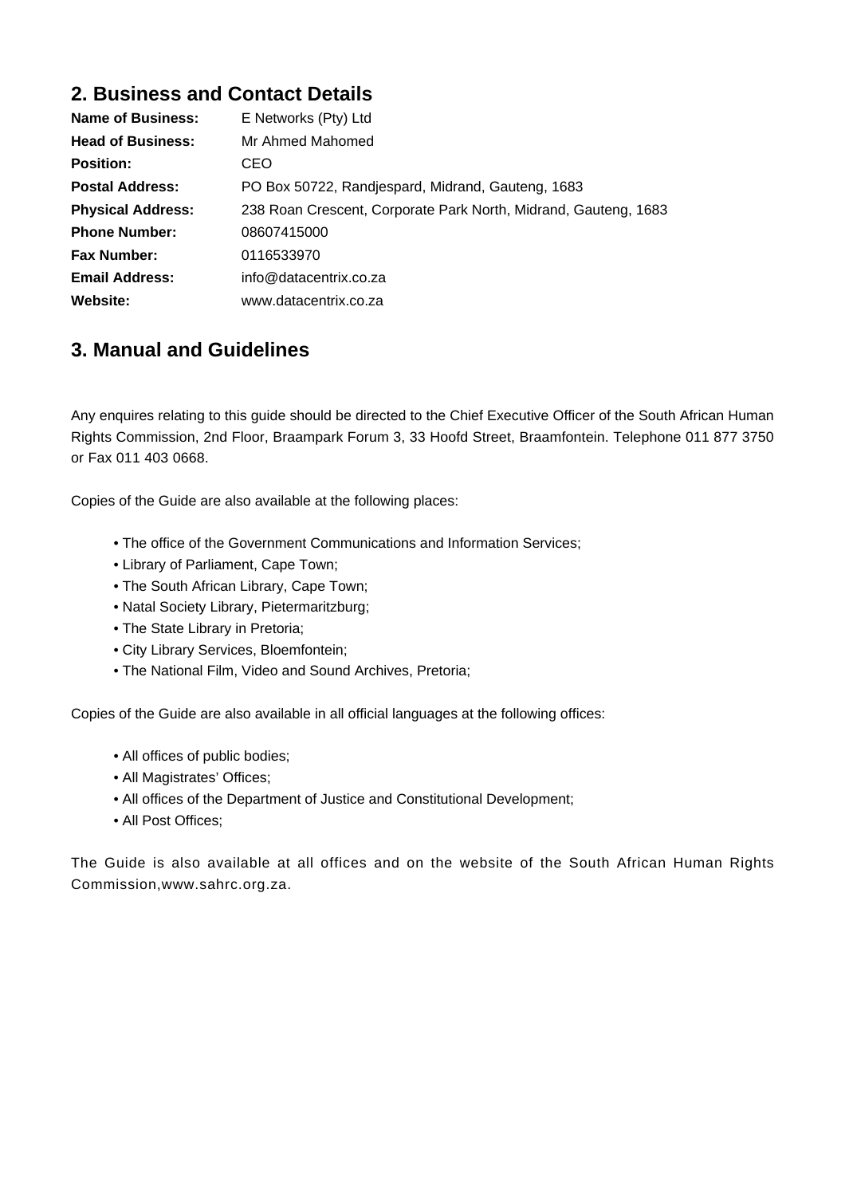## 2. Business and Contact Details

| | |
|---|---|
| **Name of Business:** | E Networks (Pty) Ltd |
| **Head of Business:** | Mr Ahmed Mahomed |
| **Position:** | CEO |
| **Postal Address:** | PO Box 50722, Randjespard, Midrand, Gauteng, 1683 |
| **Physical Address:** | 238 Roan Crescent, Corporate Park North, Midrand, Gauteng, 1683 |
| **Phone Number:** | 08607415000 |
| **Fax Number:** | 0116533970 |
| **Email Address:** | info@datacentrix.co.za |
| **Website:** | www.datacentrix.co.za |

## 3. Manual and Guidelines

Any enquires relating to this guide should be directed to the Chief Executive Officer of the South African Human Rights Commission, 2nd Floor, Braampark Forum 3, 33 Hoofd Street, Braamfontein. Telephone 011 877 3750 or Fax 011 403 0668.

Copies of the Guide are also available at the following places:

- The office of the Government Communications and Information Services;
- Library of Parliament, Cape Town;
- The South African Library, Cape Town;
- Natal Society Library, Pietermaritzburg;
- The State Library in Pretoria;
- City Library Services, Bloemfontein;
- The National Film, Video and Sound Archives, Pretoria;

Copies of the Guide are also available in all official languages at the following offices:

- All offices of public bodies;
- All Magistrates' Offices;
- All offices of the Department of Justice and Constitutional Development;
- All Post Offices;

The Guide is also available at all offices and on the website of the South African Human Rights Commission,www.sahrc.org.za.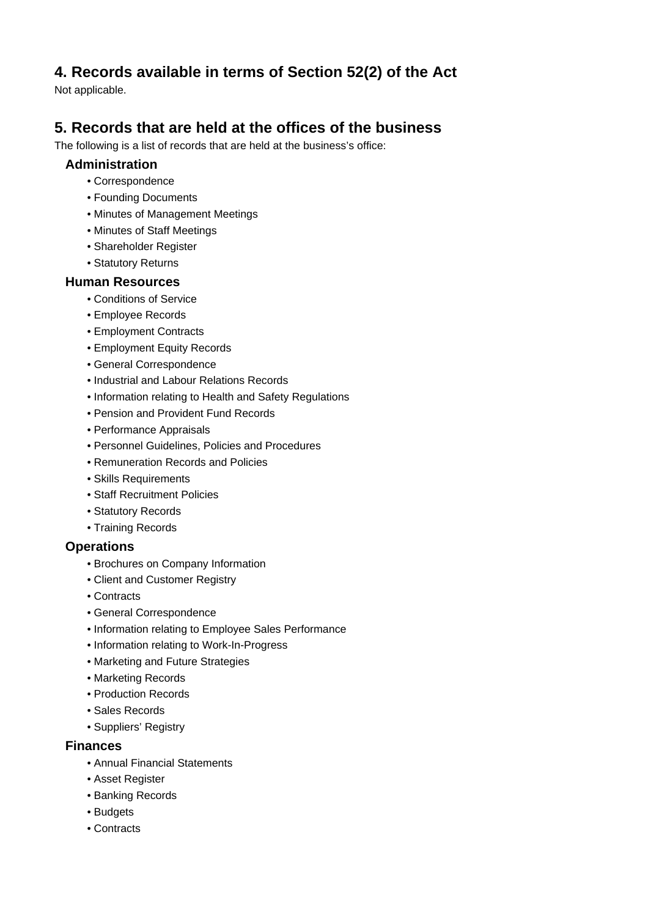## 4. Records available in terms of Section 52(2) of the Act

Not applicable.

## 5. Records that are held at the offices of the business

The following is a list of records that are held at the business's office:

### Administration

- Correspondence
- Founding Documents
- Minutes of Management Meetings
- Minutes of Staff Meetings
- Shareholder Register
- Statutory Returns

### Human Resources

- Conditions of Service
- Employee Records
- Employment Contracts
- Employment Equity Records
- General Correspondence
- Industrial and Labour Relations Records
- Information relating to Health and Safety Regulations
- Pension and Provident Fund Records
- Performance Appraisals
- Personnel Guidelines, Policies and Procedures
- Remuneration Records and Policies
- Skills Requirements
- Staff Recruitment Policies
- Statutory Records
- Training Records

### Operations

- Brochures on Company Information
- Client and Customer Registry
- Contracts
- General Correspondence
- Information relating to Employee Sales Performance
- Information relating to Work-In-Progress
- Marketing and Future Strategies
- Marketing Records
- Production Records
- Sales Records
- Suppliers' Registry

### Finances

- Annual Financial Statements
- Asset Register
- Banking Records
- Budgets
- Contracts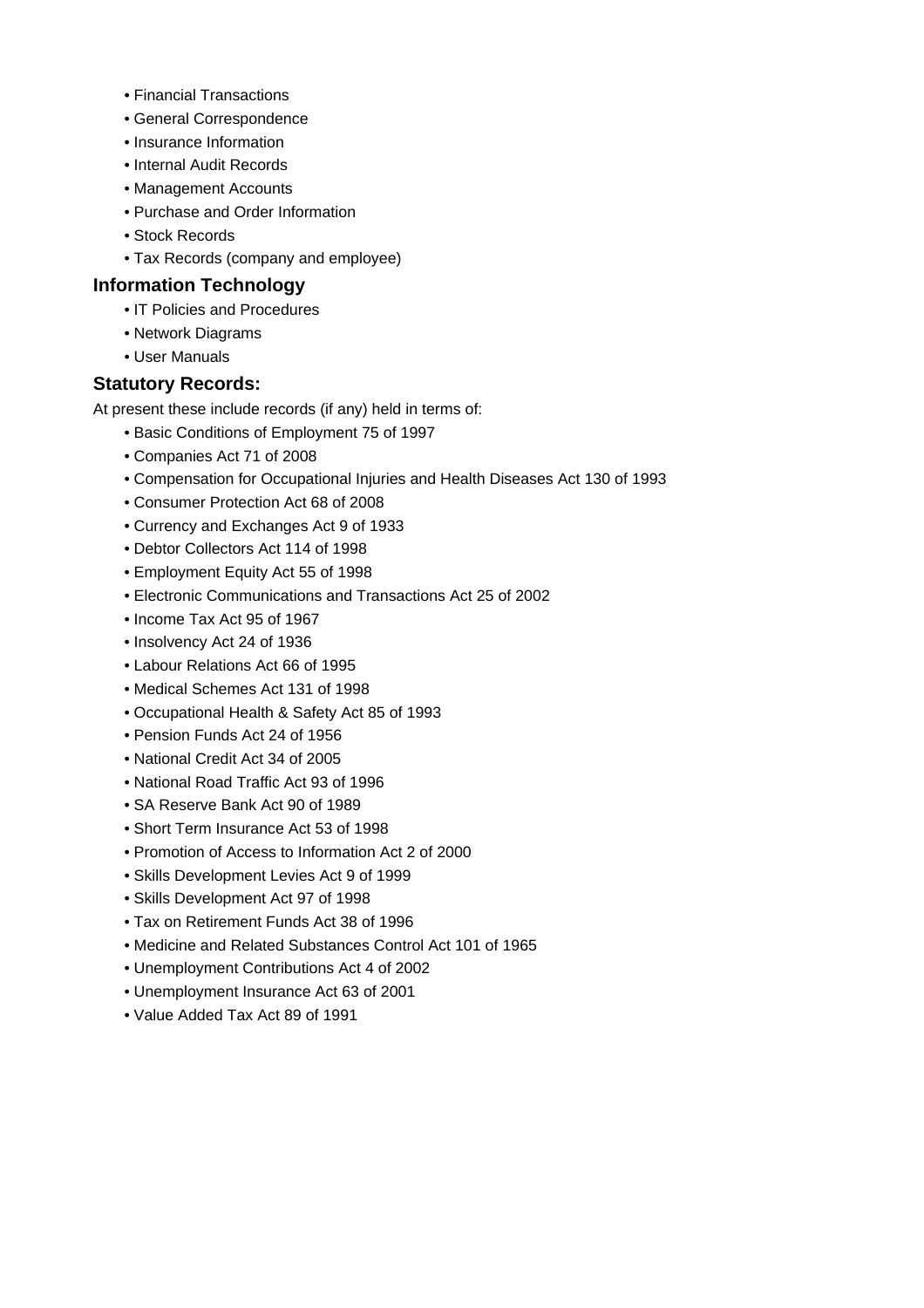- Financial Transactions
- General Correspondence
- Insurance Information
- Internal Audit Records
- Management Accounts
- Purchase and Order Information
- Stock Records
- Tax Records (company and employee)

## Information Technology

- IT Policies and Procedures
- Network Diagrams
- User Manuals

## Statutory Records:

At present these include records (if any) held in terms of:

- Basic Conditions of Employment 75 of 1997
- Companies Act 71 of 2008
- Compensation for Occupational Injuries and Health Diseases Act 130 of 1993
- Consumer Protection Act 68 of 2008
- Currency and Exchanges Act 9 of 1933
- Debtor Collectors Act 114 of 1998
- Employment Equity Act 55 of 1998
- Electronic Communications and Transactions Act 25 of 2002
- Income Tax Act 95 of 1967
- Insolvency Act 24 of 1936
- Labour Relations Act 66 of 1995
- Medical Schemes Act 131 of 1998
- Occupational Health & Safety Act 85 of 1993
- Pension Funds Act 24 of 1956
- National Credit Act 34 of 2005
- National Road Traffic Act 93 of 1996
- SA Reserve Bank Act 90 of 1989
- Short Term Insurance Act 53 of 1998
- Promotion of Access to Information Act 2 of 2000
- Skills Development Levies Act 9 of 1999
- Skills Development Act 97 of 1998
- Tax on Retirement Funds Act 38 of 1996
- Medicine and Related Substances Control Act 101 of 1965
- Unemployment Contributions Act 4 of 2002
- Unemployment Insurance Act 63 of 2001
- Value Added Tax Act 89 of 1991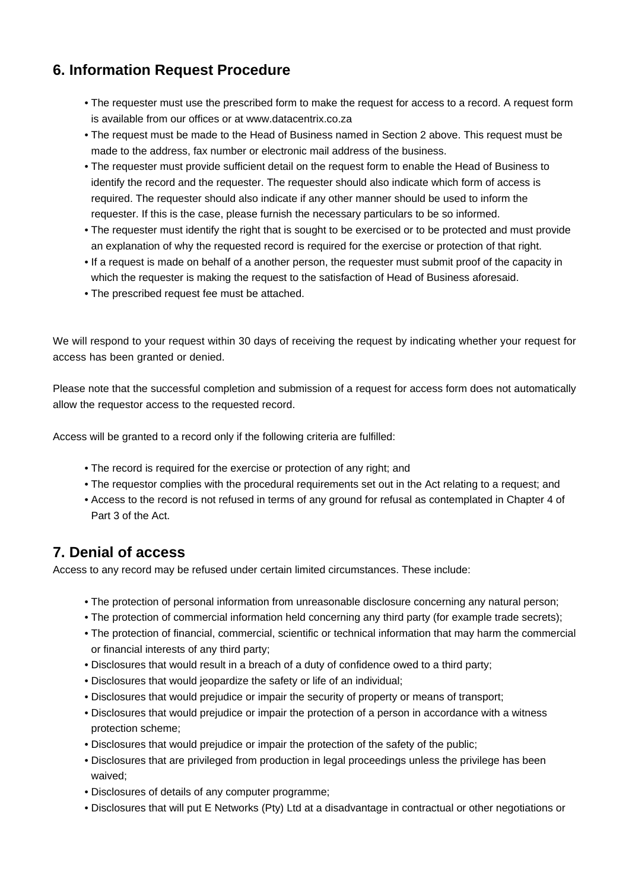## 6. Information Request Procedure

- The requester must use the prescribed form to make the request for access to a record. A request form is available from our offices or at www.datacentrix.co.za
- The request must be made to the Head of Business named in Section 2 above. This request must be made to the address, fax number or electronic mail address of the business.
- The requester must provide sufficient detail on the request form to enable the Head of Business to identify the record and the requester. The requester should also indicate which form of access is required. The requester should also indicate if any other manner should be used to inform the requester. If this is the case, please furnish the necessary particulars to be so informed.
- The requester must identify the right that is sought to be exercised or to be protected and must provide an explanation of why the requested record is required for the exercise or protection of that right.
- If a request is made on behalf of a another person, the requester must submit proof of the capacity in which the requester is making the request to the satisfaction of Head of Business aforesaid.
- The prescribed request fee must be attached.

We will respond to your request within 30 days of receiving the request by indicating whether your request for access has been granted or denied.

Please note that the successful completion and submission of a request for access form does not automatically allow the requestor access to the requested record.

Access will be granted to a record only if the following criteria are fulfilled:

- The record is required for the exercise or protection of any right; and
- The requestor complies with the procedural requirements set out in the Act relating to a request; and
- Access to the record is not refused in terms of any ground for refusal as contemplated in Chapter 4 of Part 3 of the Act.

## 7. Denial of access

Access to any record may be refused under certain limited circumstances. These include:

- The protection of personal information from unreasonable disclosure concerning any natural person;
- The protection of commercial information held concerning any third party (for example trade secrets);
- The protection of financial, commercial, scientific or technical information that may harm the commercial or financial interests of any third party;
- Disclosures that would result in a breach of a duty of confidence owed to a third party;
- Disclosures that would jeopardize the safety or life of an individual;
- Disclosures that would prejudice or impair the security of property or means of transport;
- Disclosures that would prejudice or impair the protection of a person in accordance with a witness protection scheme;
- Disclosures that would prejudice or impair the protection of the safety of the public;
- Disclosures that are privileged from production in legal proceedings unless the privilege has been waived;
- Disclosures of details of any computer programme;
- Disclosures that will put E Networks (Pty) Ltd at a disadvantage in contractual or other negotiations or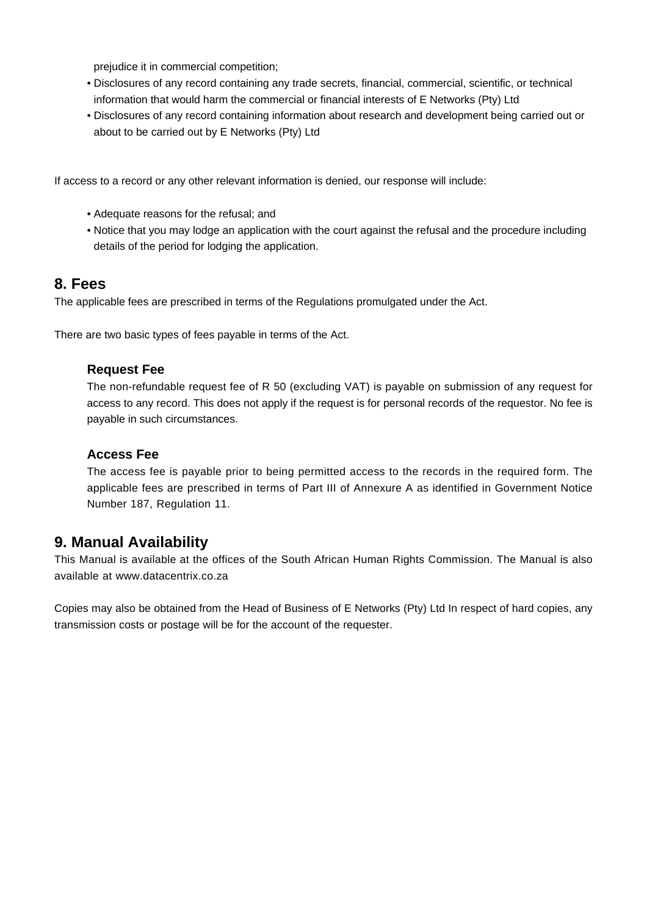prejudice it in commercial competition;

- Disclosures of any record containing any trade secrets, financial, commercial, scientific, or technical information that would harm the commercial or financial interests of E Networks (Pty) Ltd
- Disclosures of any record containing information about research and development being carried out or about to be carried out by E Networks (Pty) Ltd

If access to a record or any other relevant information is denied, our response will include:

- Adequate reasons for the refusal; and
- Notice that you may lodge an application with the court against the refusal and the procedure including details of the period for lodging the application.

## 8. Fees

The applicable fees are prescribed in terms of the Regulations promulgated under the Act.

There are two basic types of fees payable in terms of the Act.

### Request Fee

The non-refundable request fee of R 50 (excluding VAT) is payable on submission of any request for access to any record. This does not apply if the request is for personal records of the requestor. No fee is payable in such circumstances.

### Access Fee

The access fee is payable prior to being permitted access to the records in the required form. The applicable fees are prescribed in terms of Part III of Annexure A as identified in Government Notice Number 187, Regulation 11.

## 9. Manual Availability

This Manual is available at the offices of the South African Human Rights Commission. The Manual is also available at www.datacentrix.co.za

Copies may also be obtained from the Head of Business of E Networks (Pty) Ltd In respect of hard copies, any transmission costs or postage will be for the account of the requester.